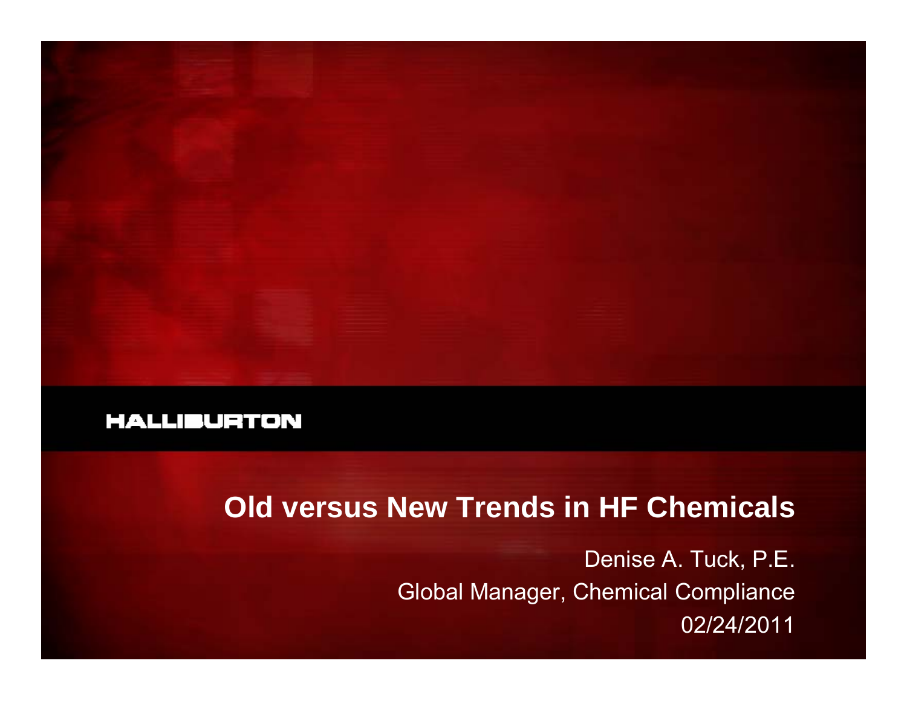HALLIBURTON

# Old versus New Trends in HF Chemicals

Denise A. Tuck, P.E.

Global Manager, Chemical Compliance

02/24/2011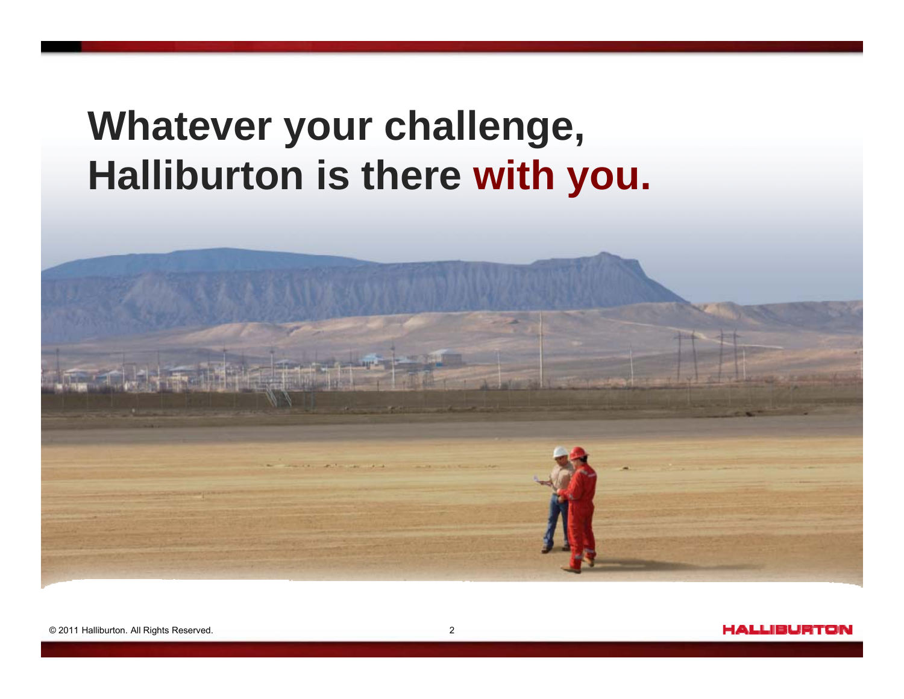# Whatever your challenge, Halliburton is there **with you.**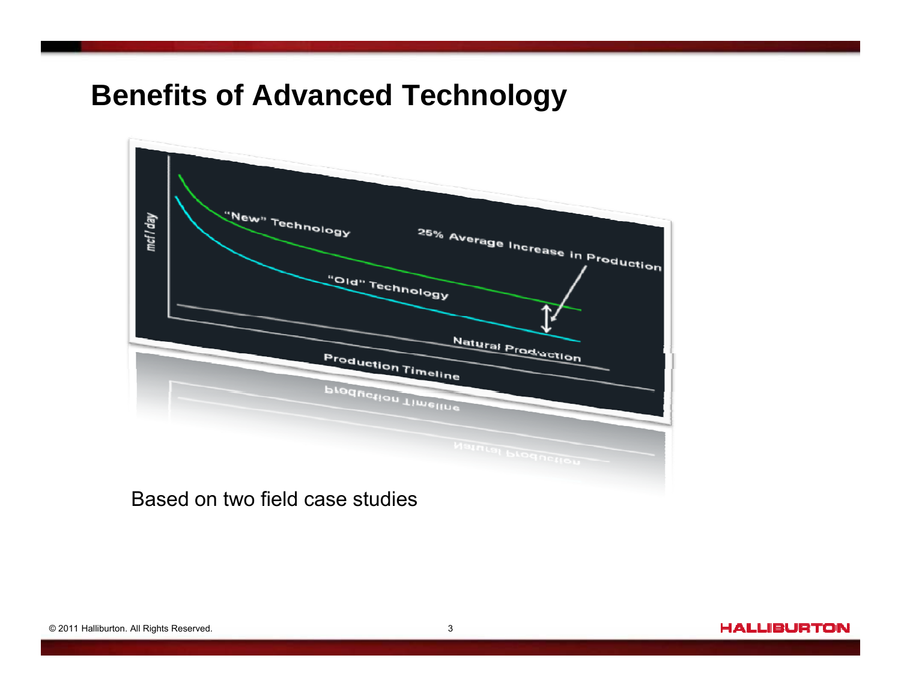# Benefits of Advanced Technology

mcf / day

"New" Technology

25% Average Increase in Production

"Old" Technology

Natural Production

Production Timeline

Based on two field case studies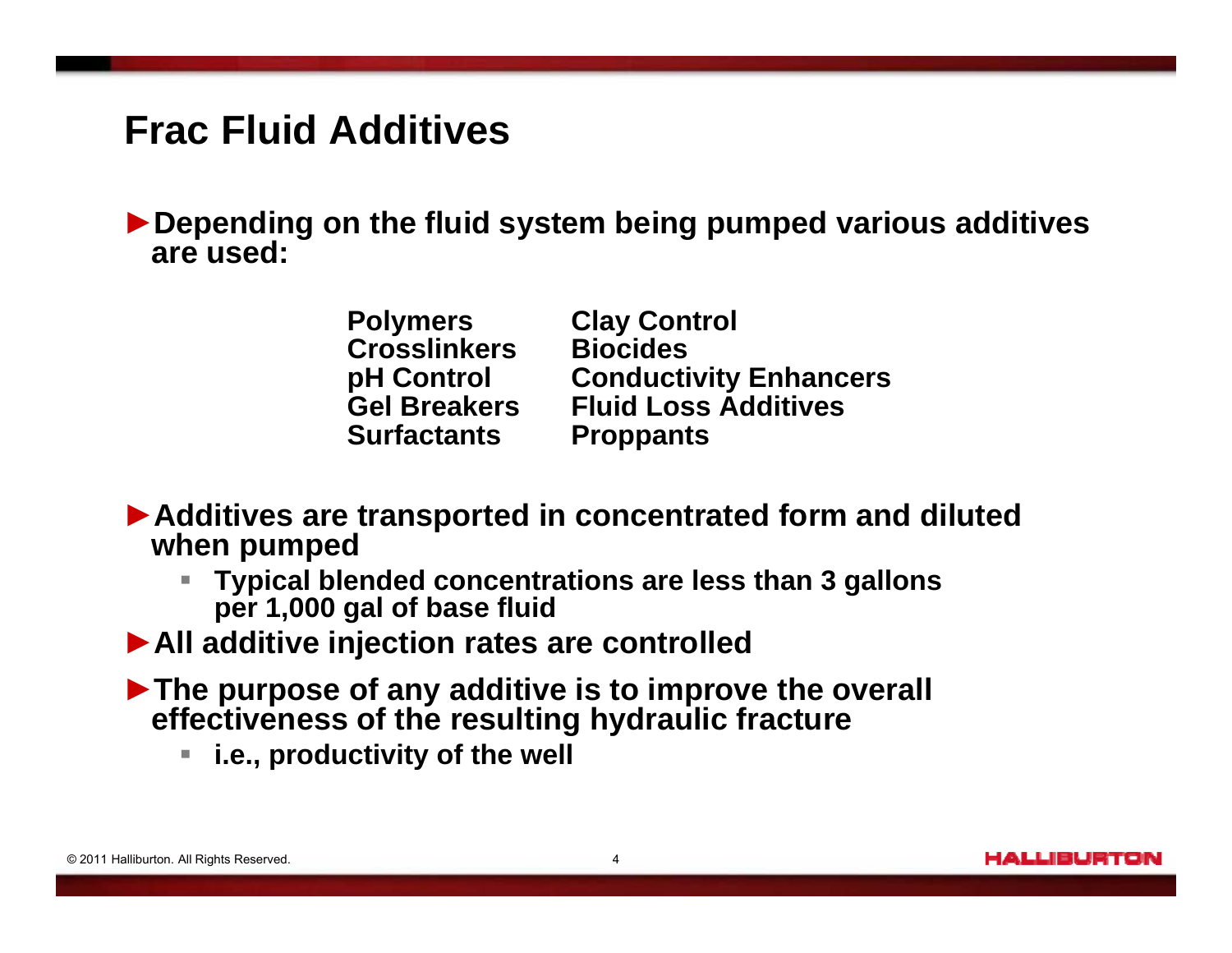# Frac Fluid Additives

- Depending on the fluid system being pumped various additives are used:

| | |
|---|---|
| Polymers | Clay Control |
| Crosslinkers | Biocides |
| pH Control | Conductivity Enhancers |
| Gel Breakers | Fluid Loss Additives |
| Surfactants | Proppants |

- Additives are transported in concentrated form and diluted when pumped
  - Typical blended concentrations are less than 3 gallons per 1,000 gal of base fluid
- All additive injection rates are controlled
- The purpose of any additive is to improve the overall effectiveness of the resulting hydraulic fracture
  - i.e., productivity of the well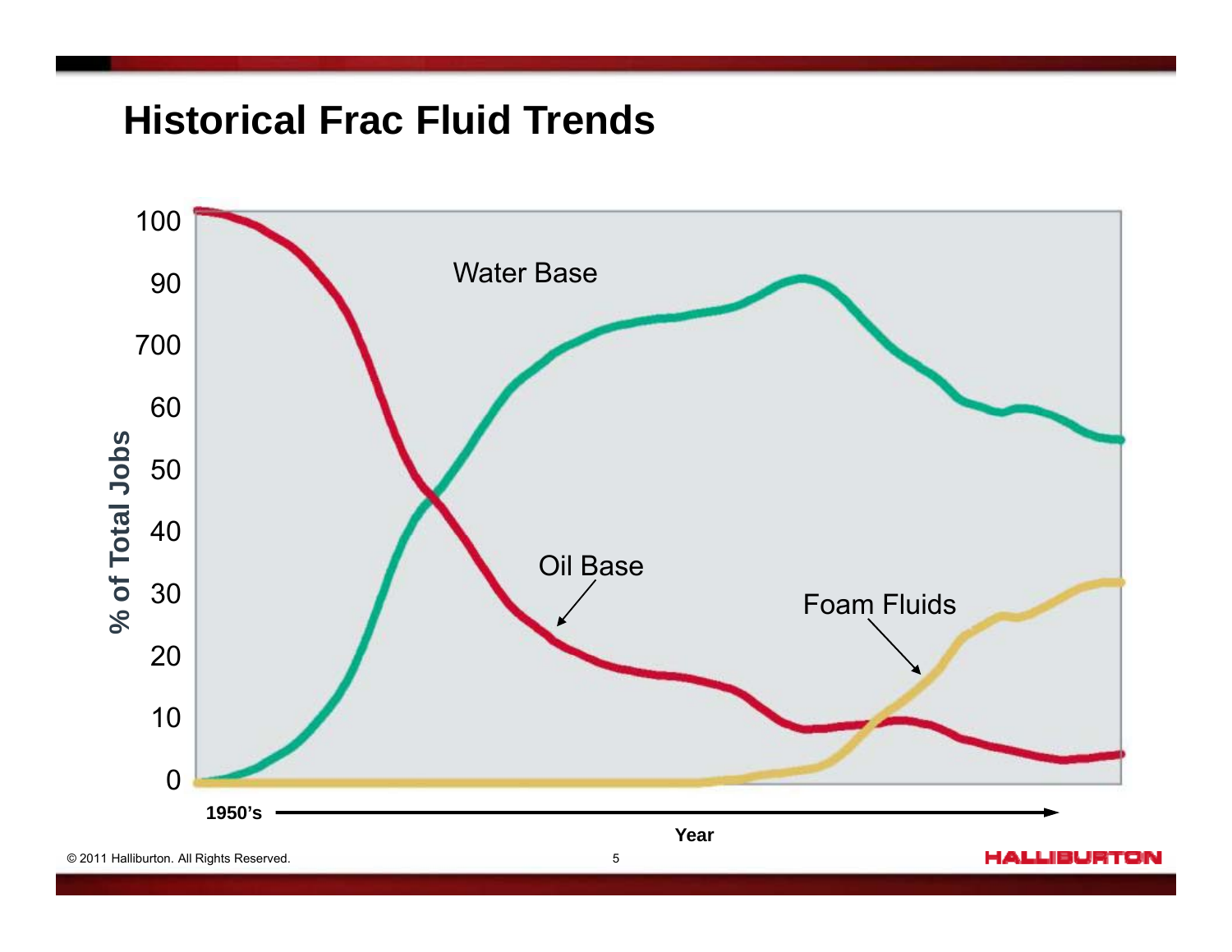# Historical Frac Fluid Trends

100

90

700

60

50

40

30

20

10

0

% of Total Jobs

Water Base

Oil Base

Foam Fluids

1950's

Year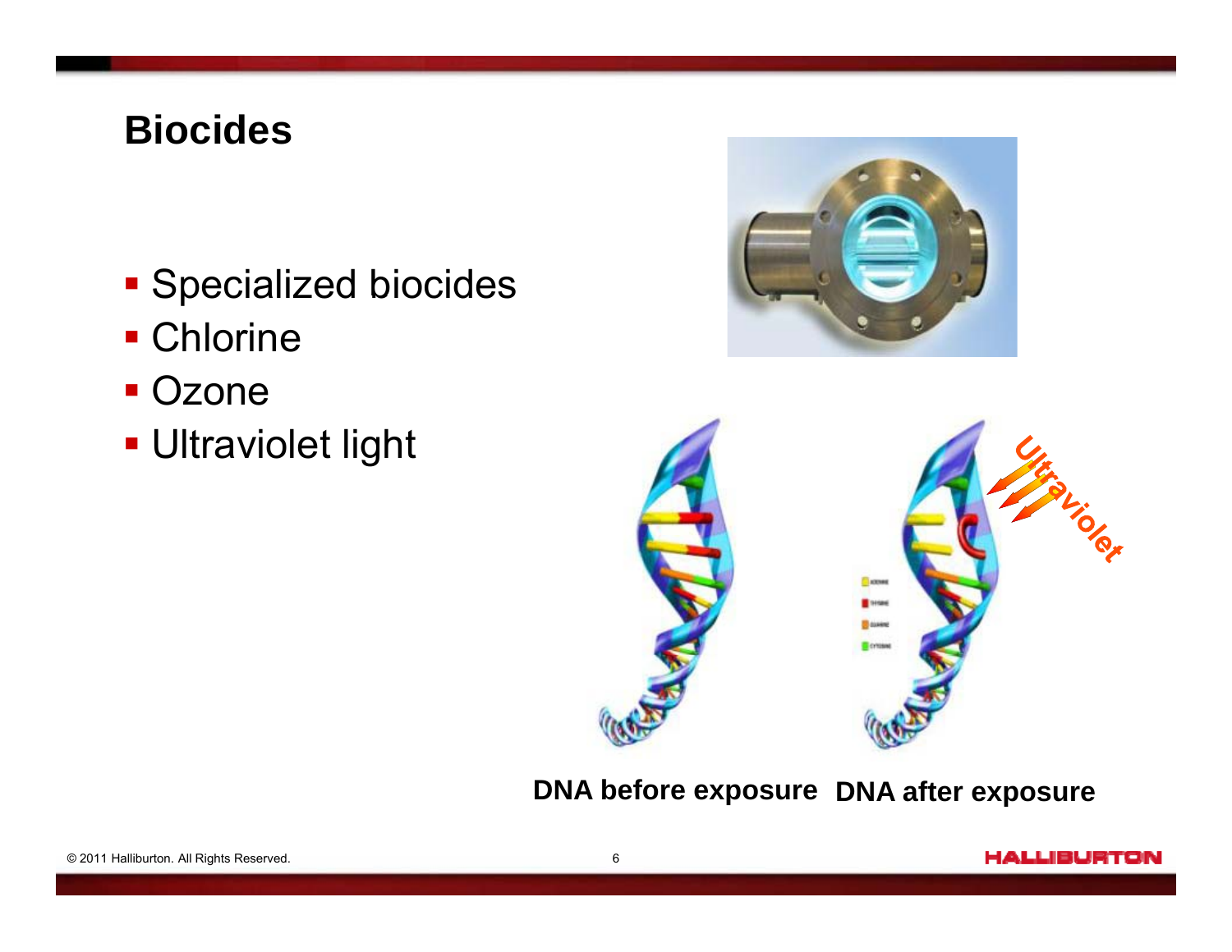# Biocides

- Specialized biocides
- Chlorine
- Ozone
- Ultraviolet light

**DNA before exposure** **DNA after exposure**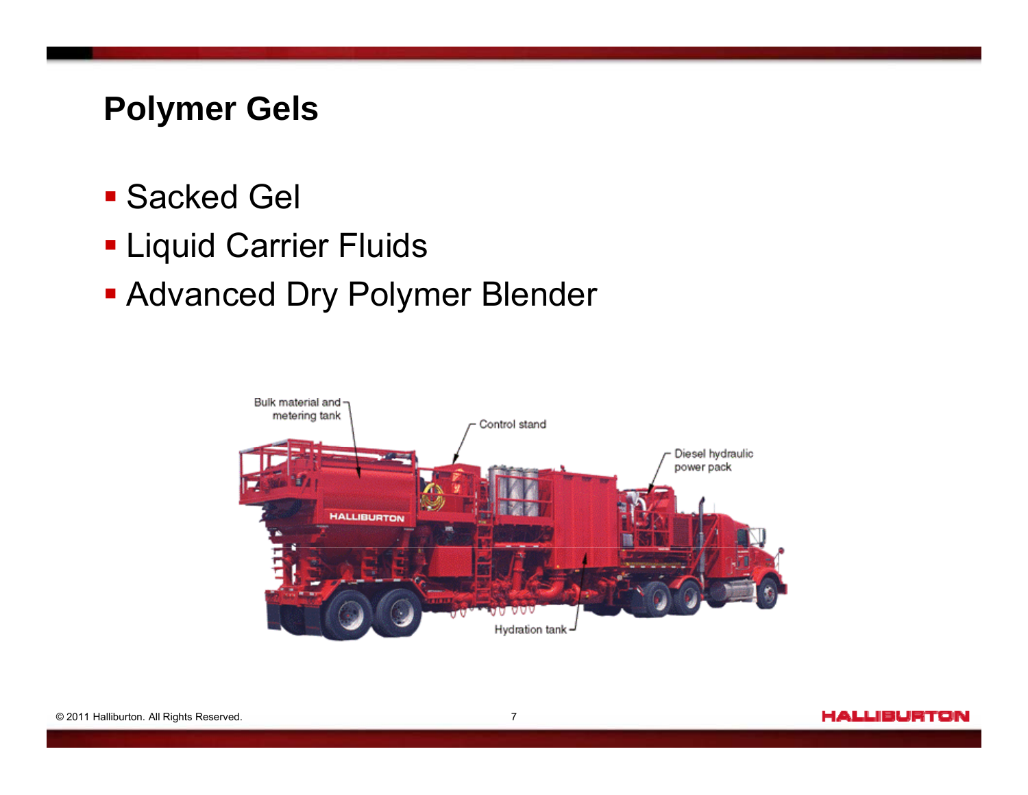## Polymer Gels

- Sacked Gel
- Liquid Carrier Fluids
- Advanced Dry Polymer Blender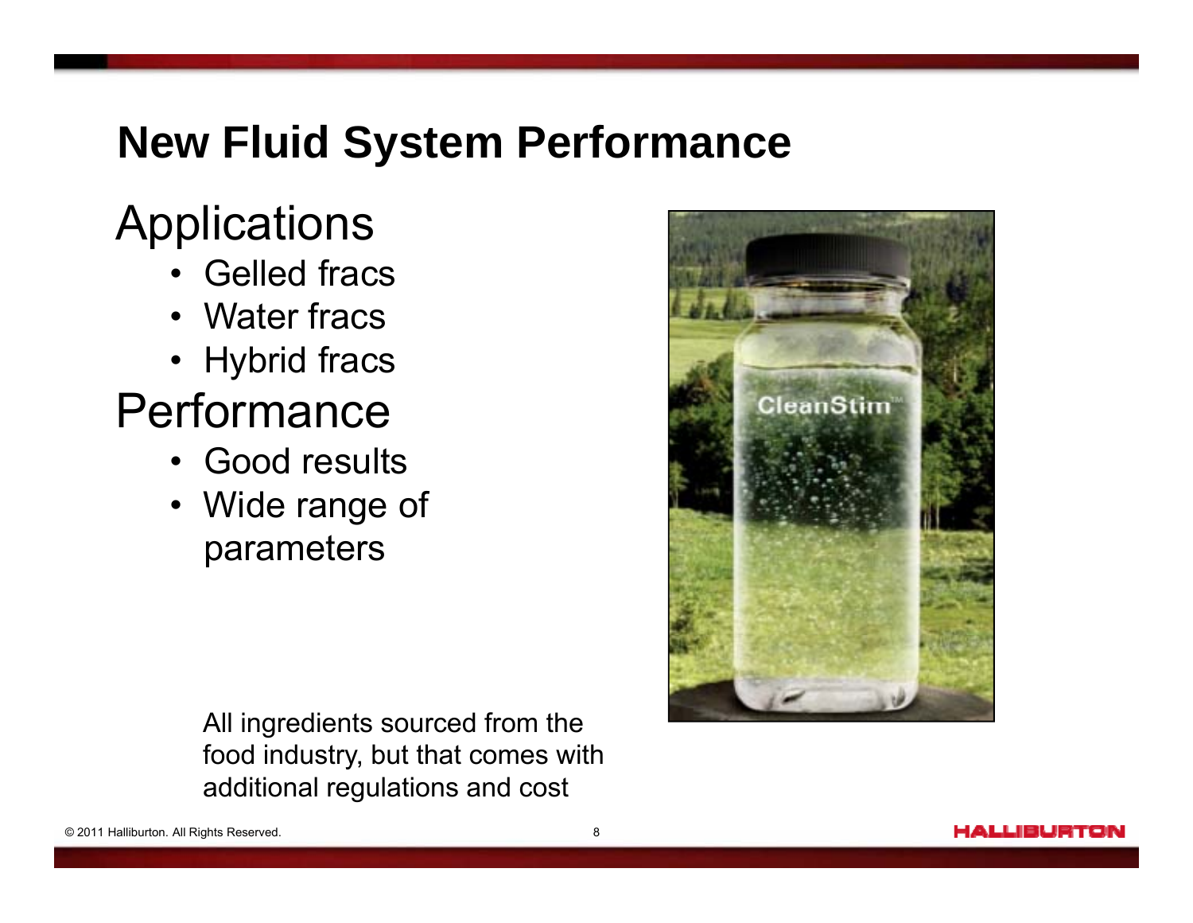# New Fluid System Performance

## Applications

- Gelled fracs
- Water fracs
- Hybrid fracs

## Performance

- Good results
- Wide range of parameters

All ingredients sourced from the food industry, but that comes with additional regulations and cost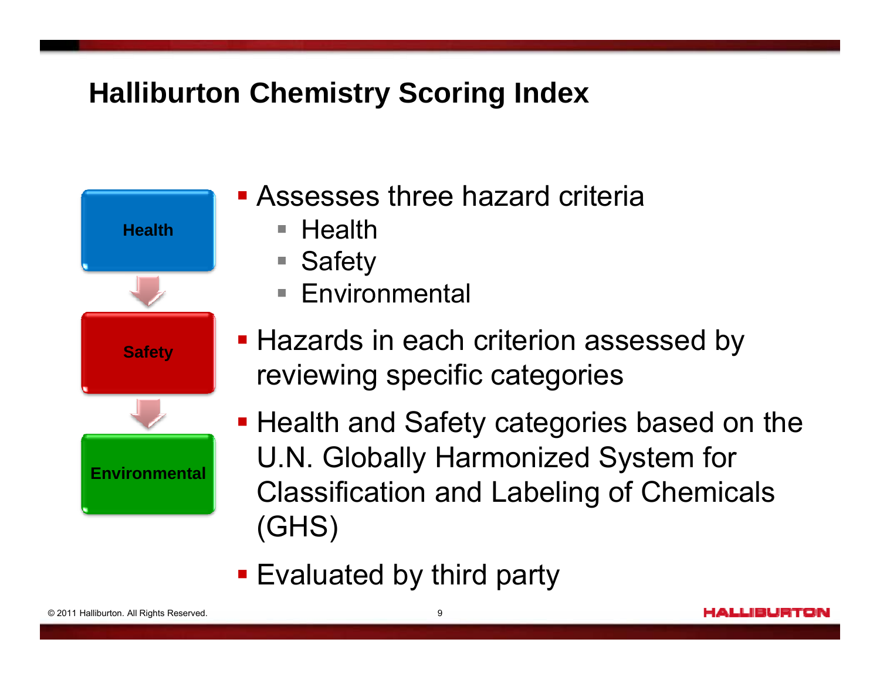# Halliburton Chemistry Scoring Index

Health

Safety

Environmental

- Assesses three hazard criteria
  - Health
  - Safety
  - Environmental
- Hazards in each criterion assessed by reviewing specific categories
- Health and Safety categories based on the U.N. Globally Harmonized System for Classification and Labeling of Chemicals (GHS)
- Evaluated by third party

© 2011 Halliburton. All Rights Reserved.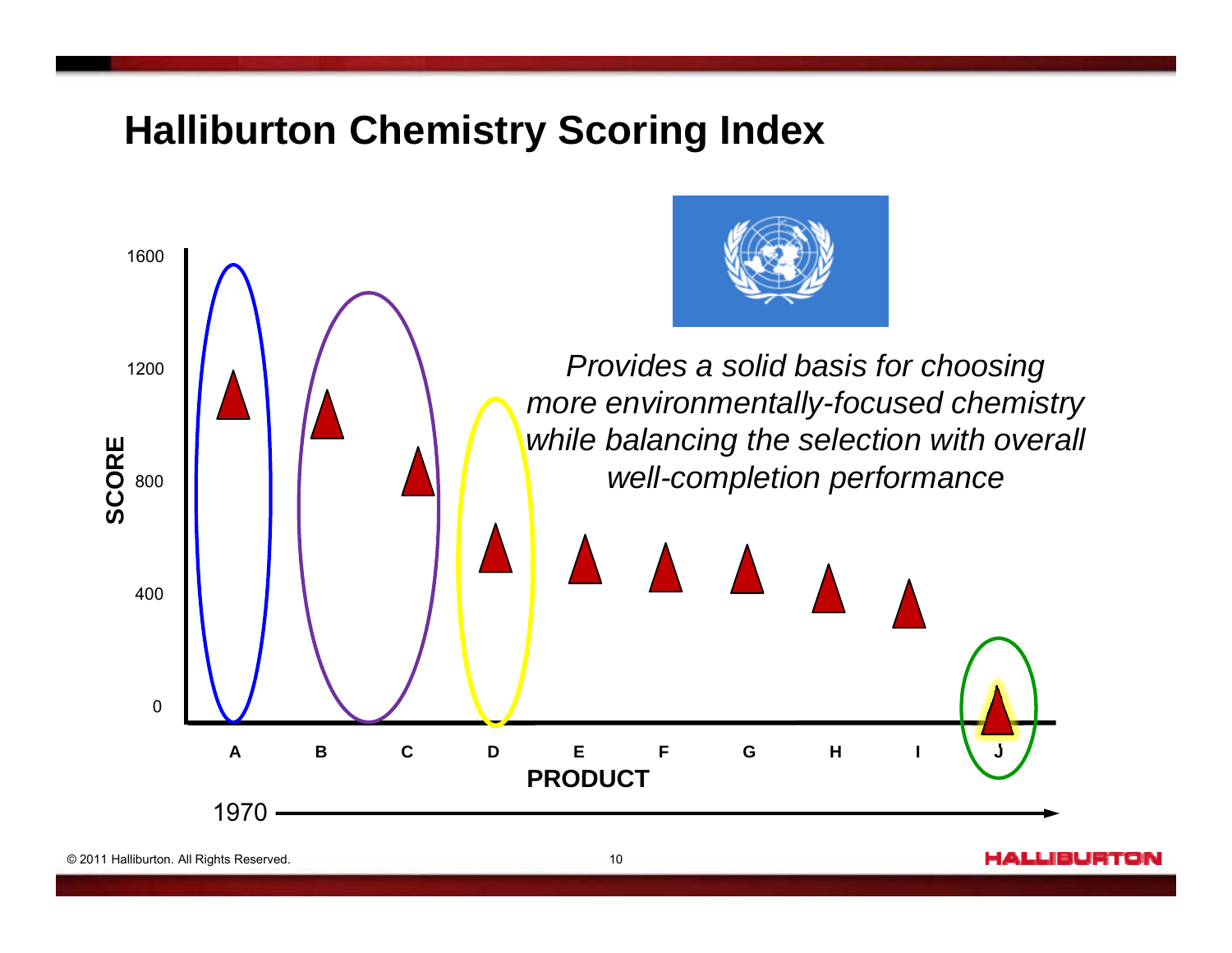# Halliburton Chemistry Scoring Index

SCORE

1600

1200

800

400

0

A B C D E F G H I J

PRODUCT

1970

*Provides a solid basis for choosing more environmentally-focused chemistry while balancing the selection with overall well-completion performance*

© 2011 Halliburton. All Rights Reserved.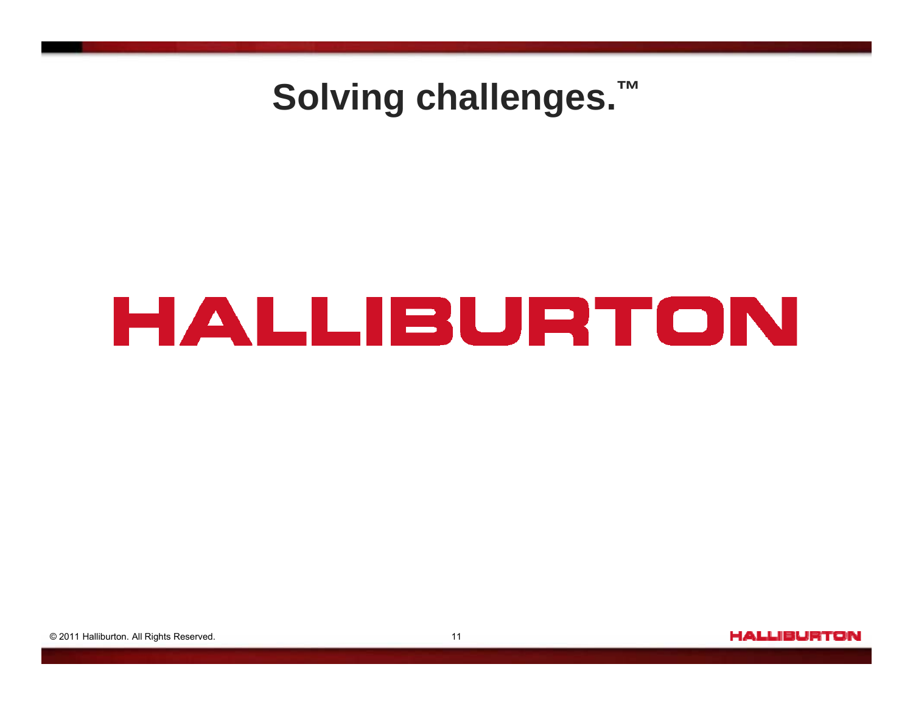# Solving challenges.™

HALLIBURTON

© 2011 Halliburton. All Rights Reserved.